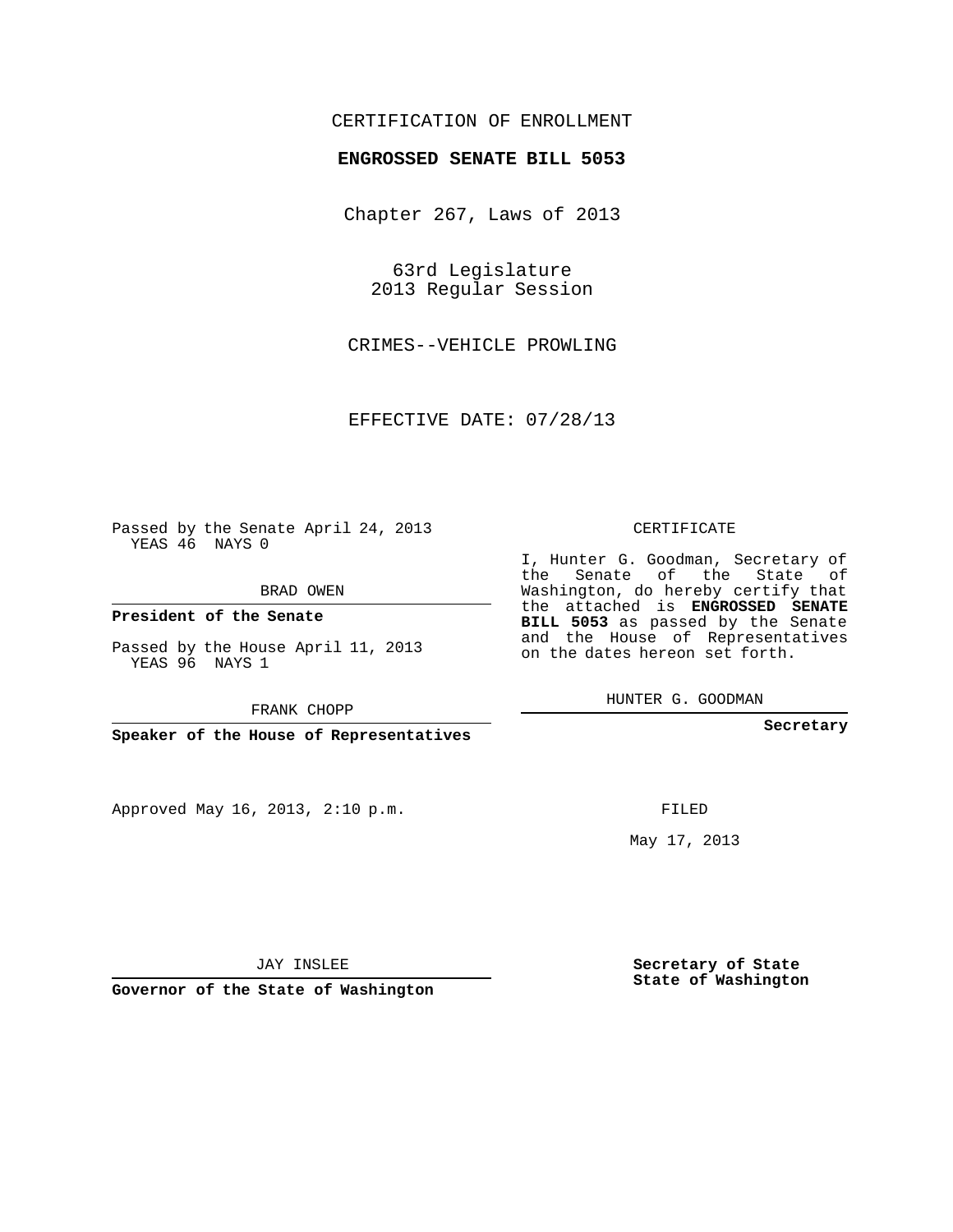CERTIFICATION OF ENROLLMENT

**ENGROSSED SENATE BILL 5053**

Chapter 267, Laws of 2013

63rd Legislature
2013 Regular Session

CRIMES--VEHICLE PROWLING

EFFECTIVE DATE: 07/28/13

Passed by the Senate April 24, 2013
YEAS 46 NAYS 0

BRAD OWEN

**President of the Senate**

Passed by the House April 11, 2013
YEAS 96 NAYS 1

FRANK CHOPP

**Speaker of the House of Representatives**

CERTIFICATE

I, Hunter G. Goodman, Secretary of the Senate of the State of Washington, do hereby certify that the attached is **ENGROSSED SENATE BILL 5053** as passed by the Senate and the House of Representatives on the dates hereon set forth.

HUNTER G. GOODMAN

**Secretary**

Approved May 16, 2013, 2:10 p.m.

FILED

May 17, 2013

JAY INSLEE

**Governor of the State of Washington**

**Secretary of State**
**State of Washington**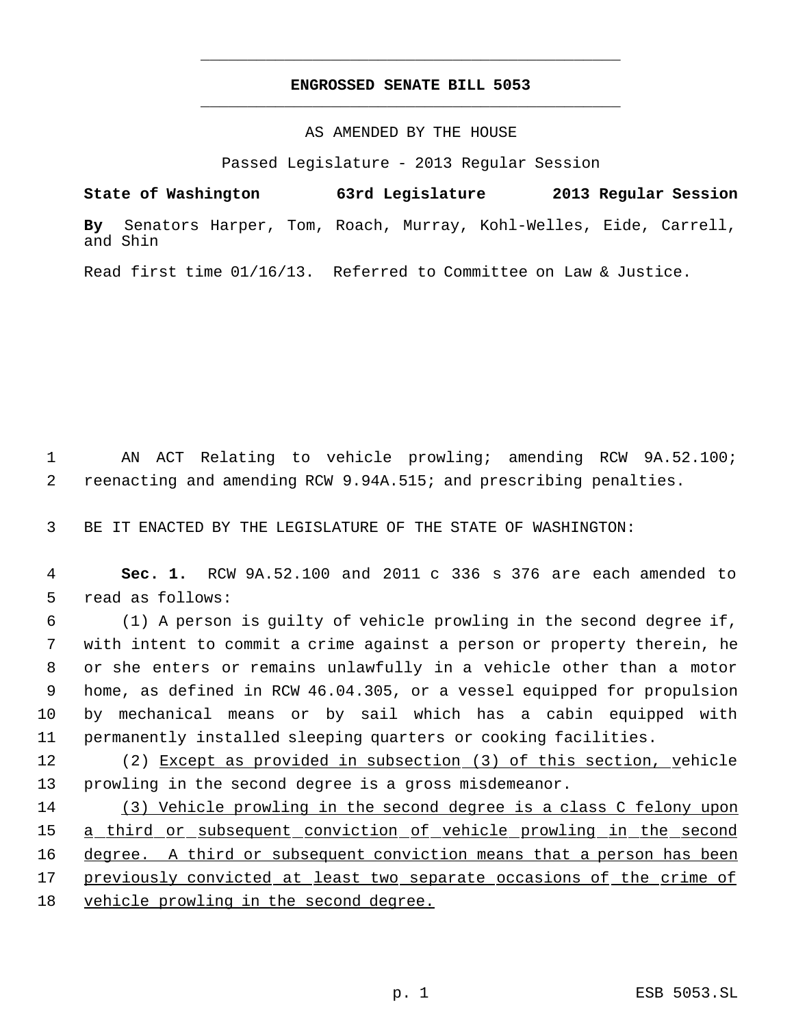# ENGROSSED SENATE BILL 5053

AS AMENDED BY THE HOUSE

Passed Legislature - 2013 Regular Session

**State of Washington 63rd Legislature 2013 Regular Session**

**By** Senators Harper, Tom, Roach, Murray, Kohl-Welles, Eide, Carrell, and Shin

Read first time 01/16/13. Referred to Committee on Law & Justice.

AN ACT Relating to vehicle prowling; amending RCW 9A.52.100; reenacting and amending RCW 9.94A.515; and prescribing penalties.

BE IT ENACTED BY THE LEGISLATURE OF THE STATE OF WASHINGTON:

**Sec. 1.** RCW 9A.52.100 and 2011 c 336 s 376 are each amended to read as follows:

(1) A person is guilty of vehicle prowling in the second degree if, with intent to commit a crime against a person or property therein, he or she enters or remains unlawfully in a vehicle other than a motor home, as defined in RCW 46.04.305, or a vessel equipped for propulsion by mechanical means or by sail which has a cabin equipped with permanently installed sleeping quarters or cooking facilities.

(2) <u>Except as provided in subsection (3) of this section, v</u>ehicle prowling in the second degree is a gross misdemeanor.

<u>(3) Vehicle prowling in the second degree is a class C felony upon a third or subsequent conviction of vehicle prowling in the second degree. A third or subsequent conviction means that a person has been previously convicted at least two separate occasions of the crime of vehicle prowling in the second degree.</u>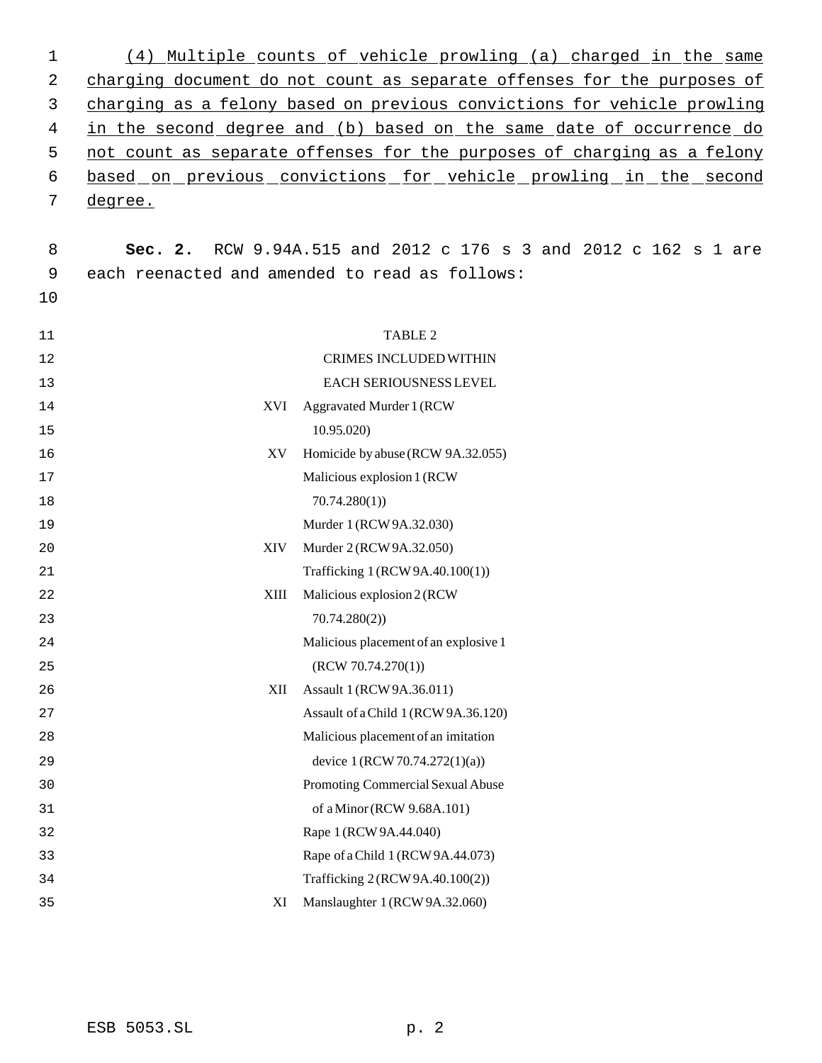(4) Multiple counts of vehicle prowling (a) charged in the same charging document do not count as separate offenses for the purposes of charging as a felony based on previous convictions for vehicle prowling in the second degree and (b) based on the same date of occurrence do not count as separate offenses for the purposes of charging as a felony based on previous convictions for vehicle prowling in the second degree.

**Sec. 2.** RCW 9.94A.515 and 2012 c 176 s 3 and 2012 c 162 s 1 are each reenacted and amended to read as follows:

TABLE 2

CRIMES INCLUDED WITHIN EACH SERIOUSNESS LEVEL

| | |
|---|---|
| XVI | Aggravated Murder 1 (RCW 10.95.020) |
| XV | Homicide by abuse (RCW 9A.32.055) |
| | Malicious explosion 1 (RCW 70.74.280(1)) |
| | Murder 1 (RCW 9A.32.030) |
| XIV | Murder 2 (RCW 9A.32.050) |
| | Trafficking 1 (RCW 9A.40.100(1)) |
| XIII | Malicious explosion 2 (RCW 70.74.280(2)) |
| | Malicious placement of an explosive 1 (RCW 70.74.270(1)) |
| XII | Assault 1 (RCW 9A.36.011) |
| | Assault of a Child 1 (RCW 9A.36.120) |
| | Malicious placement of an imitation device 1 (RCW 70.74.272(1)(a)) |
| | Promoting Commercial Sexual Abuse of a Minor (RCW 9.68A.101) |
| | Rape 1 (RCW 9A.44.040) |
| | Rape of a Child 1 (RCW 9A.44.073) |
| | Trafficking 2 (RCW 9A.40.100(2)) |
| XI | Manslaughter 1 (RCW 9A.32.060) |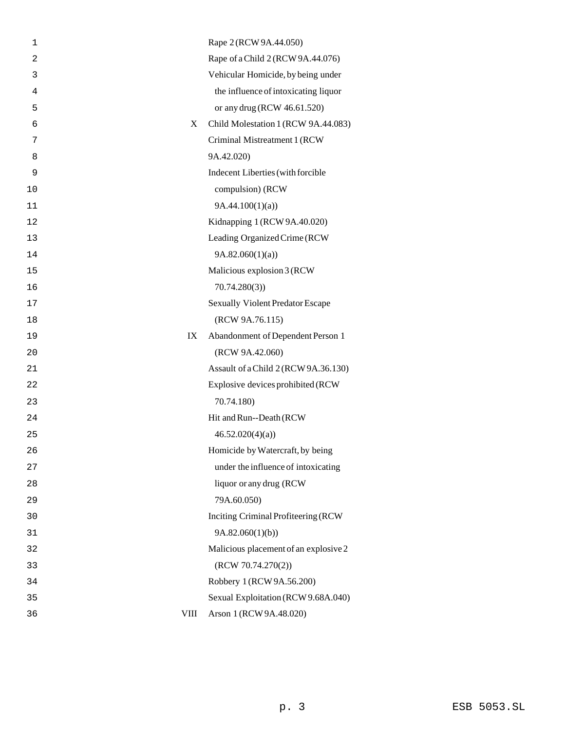| | |
|---|---|
| | Rape 2 (RCW 9A.44.050) |
| | Rape of a Child 2 (RCW 9A.44.076) |
| | Vehicular Homicide, by being under the influence of intoxicating liquor or any drug (RCW 46.61.520) |
| X | Child Molestation 1 (RCW 9A.44.083) |
| | Criminal Mistreatment 1 (RCW 9A.42.020) |
| | Indecent Liberties (with forcible compulsion) (RCW 9A.44.100(1)(a)) |
| | Kidnapping 1 (RCW 9A.40.020) |
| | Leading Organized Crime (RCW 9A.82.060(1)(a)) |
| | Malicious explosion 3 (RCW 70.74.280(3)) |
| | Sexually Violent Predator Escape (RCW 9A.76.115) |
| IX | Abandonment of Dependent Person 1 (RCW 9A.42.060) |
| | Assault of a Child 2 (RCW 9A.36.130) |
| | Explosive devices prohibited (RCW 70.74.180) |
| | Hit and Run--Death (RCW 46.52.020(4)(a)) |
| | Homicide by Watercraft, by being under the influence of intoxicating liquor or any drug (RCW 79A.60.050) |
| | Inciting Criminal Profiteering (RCW 9A.82.060(1)(b)) |
| | Malicious placement of an explosive 2 (RCW 70.74.270(2)) |
| | Robbery 1 (RCW 9A.56.200) |
| | Sexual Exploitation (RCW 9.68A.040) |
| VIII | Arson 1 (RCW 9A.48.020) |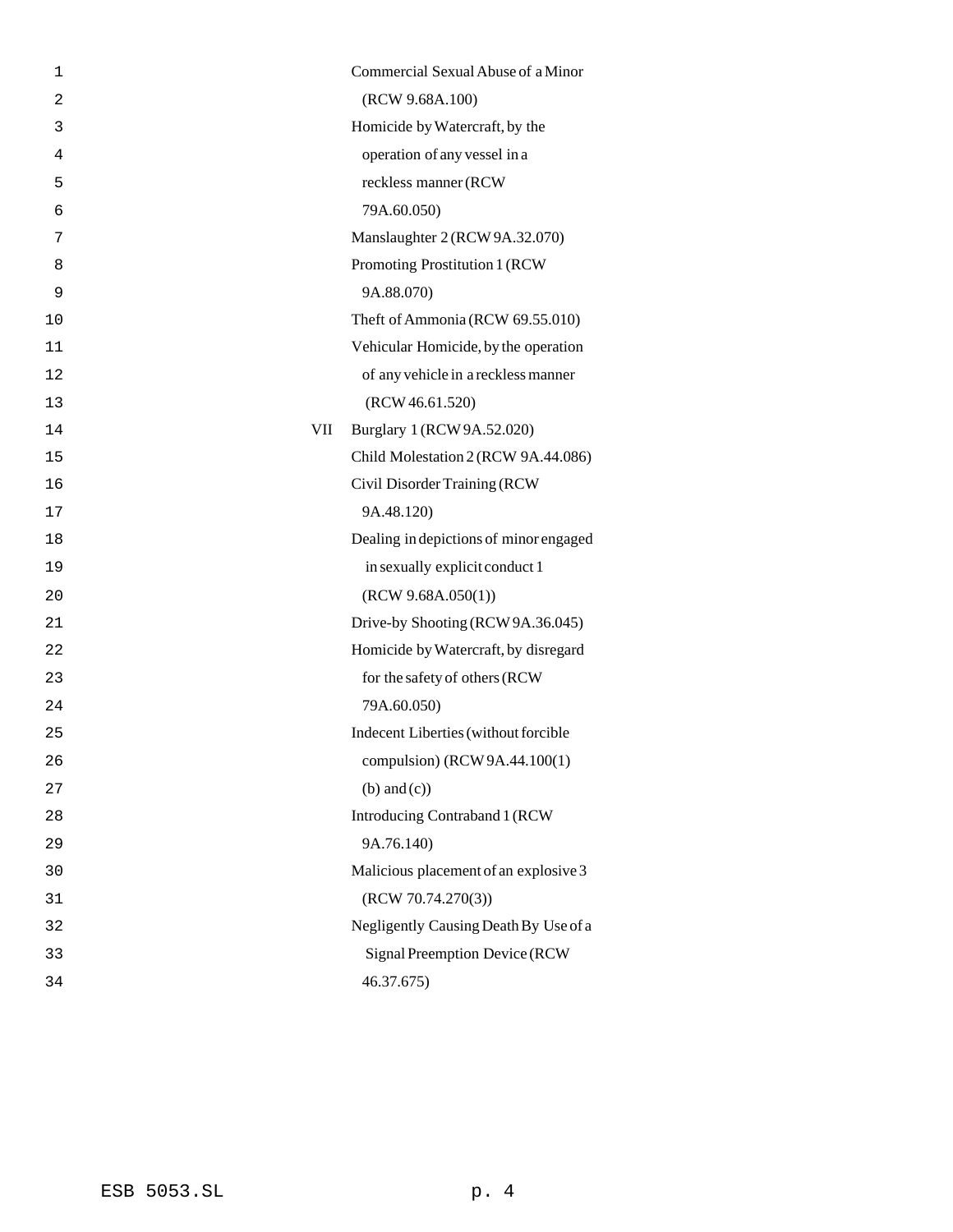| | |
|---|---|
| | Commercial Sexual Abuse of a Minor (RCW 9.68A.100) |
| | Homicide by Watercraft, by the operation of any vessel in a reckless manner (RCW 79A.60.050) |
| | Manslaughter 2 (RCW 9A.32.070) |
| | Promoting Prostitution 1 (RCW 9A.88.070) |
| | Theft of Ammonia (RCW 69.55.010) |
| | Vehicular Homicide, by the operation of any vehicle in a reckless manner (RCW 46.61.520) |
| VII | Burglary 1 (RCW 9A.52.020) |
| | Child Molestation 2 (RCW 9A.44.086) |
| | Civil Disorder Training (RCW 9A.48.120) |
| | Dealing in depictions of minor engaged in sexually explicit conduct 1 (RCW 9.68A.050(1)) |
| | Drive-by Shooting (RCW 9A.36.045) |
| | Homicide by Watercraft, by disregard for the safety of others (RCW 79A.60.050) |
| | Indecent Liberties (without forcible compulsion) (RCW 9A.44.100(1) (b) and (c)) |
| | Introducing Contraband 1 (RCW 9A.76.140) |
| | Malicious placement of an explosive 3 (RCW 70.74.270(3)) |
| | Negligently Causing Death By Use of a Signal Preemption Device (RCW 46.37.675) |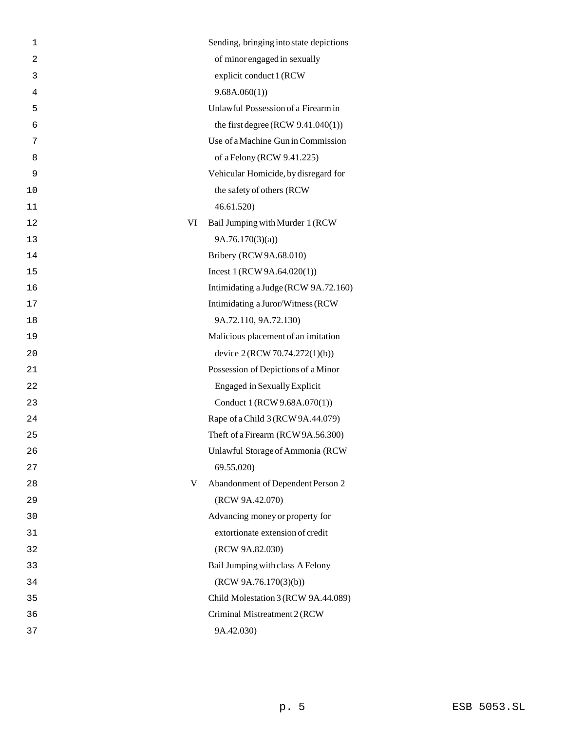| Level | Offense |
| --- | --- |
| | Sending, bringing into state depictions of minor engaged in sexually explicit conduct 1 (RCW 9.68A.060(1)) |
| | Unlawful Possession of a Firearm in the first degree (RCW 9.41.040(1)) |
| | Use of a Machine Gun in Commission of a Felony (RCW 9.41.225) |
| | Vehicular Homicide, by disregard for the safety of others (RCW 46.61.520) |
| VI | Bail Jumping with Murder 1 (RCW 9A.76.170(3)(a)) |
| | Bribery (RCW 9A.68.010) |
| | Incest 1 (RCW 9A.64.020(1)) |
| | Intimidating a Judge (RCW 9A.72.160) |
| | Intimidating a Juror/Witness (RCW 9A.72.110, 9A.72.130) |
| | Malicious placement of an imitation device 2 (RCW 70.74.272(1)(b)) |
| | Possession of Depictions of a Minor Engaged in Sexually Explicit Conduct 1 (RCW 9.68A.070(1)) |
| | Rape of a Child 3 (RCW 9A.44.079) |
| | Theft of a Firearm (RCW 9A.56.300) |
| | Unlawful Storage of Ammonia (RCW 69.55.020) |
| V | Abandonment of Dependent Person 2 (RCW 9A.42.070) |
| | Advancing money or property for extortionate extension of credit (RCW 9A.82.030) |
| | Bail Jumping with class A Felony (RCW 9A.76.170(3)(b)) |
| | Child Molestation 3 (RCW 9A.44.089) |
| | Criminal Mistreatment 2 (RCW 9A.42.030) |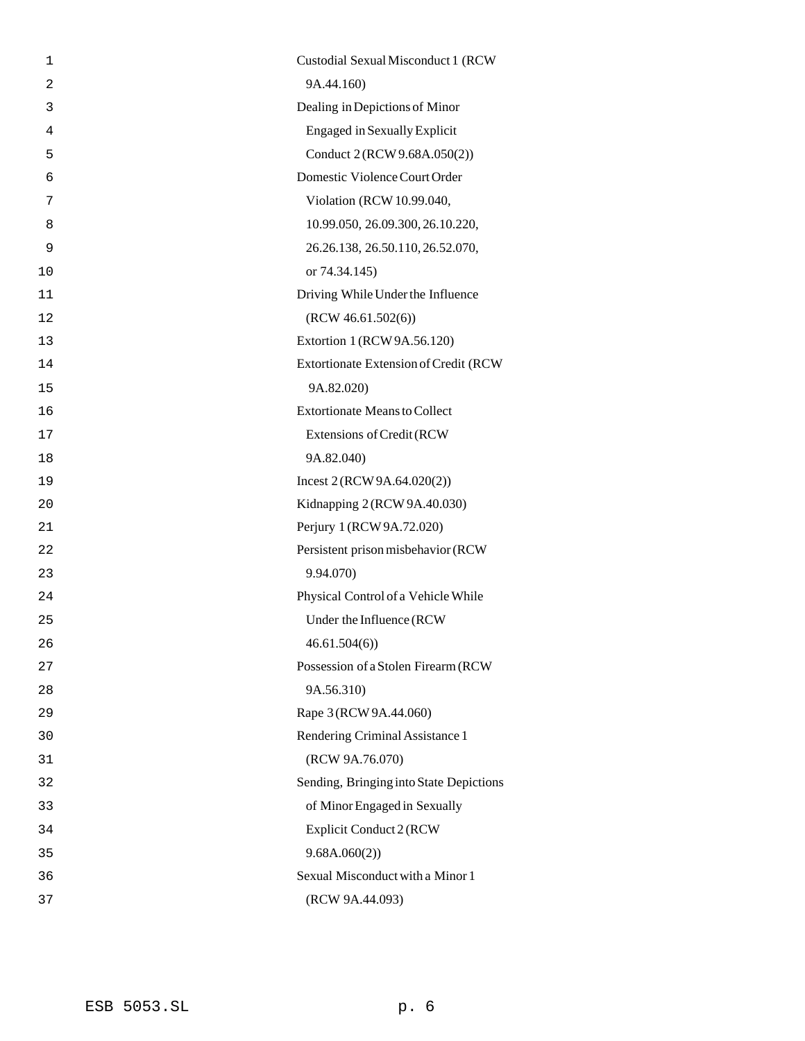Custodial Sexual Misconduct 1 (RCW 9A.44.160)

Dealing in Depictions of Minor Engaged in Sexually Explicit Conduct 2 (RCW 9.68A.050(2))

Domestic Violence Court Order Violation (RCW 10.99.040, 10.99.050, 26.09.300, 26.10.220, 26.26.138, 26.50.110, 26.52.070, or 74.34.145)

Driving While Under the Influence (RCW 46.61.502(6))

Extortion 1 (RCW 9A.56.120)

Extortionate Extension of Credit (RCW 9A.82.020)

Extortionate Means to Collect Extensions of Credit (RCW 9A.82.040)

Incest 2 (RCW 9A.64.020(2))

Kidnapping 2 (RCW 9A.40.030)

Perjury 1 (RCW 9A.72.020)

Persistent prison misbehavior (RCW 9.94.070)

Physical Control of a Vehicle While Under the Influence (RCW 46.61.504(6))

Possession of a Stolen Firearm (RCW 9A.56.310)

Rape 3 (RCW 9A.44.060)

Rendering Criminal Assistance 1 (RCW 9A.76.070)

Sending, Bringing into State Depictions of Minor Engaged in Sexually Explicit Conduct 2 (RCW 9.68A.060(2))

Sexual Misconduct with a Minor 1 (RCW 9A.44.093)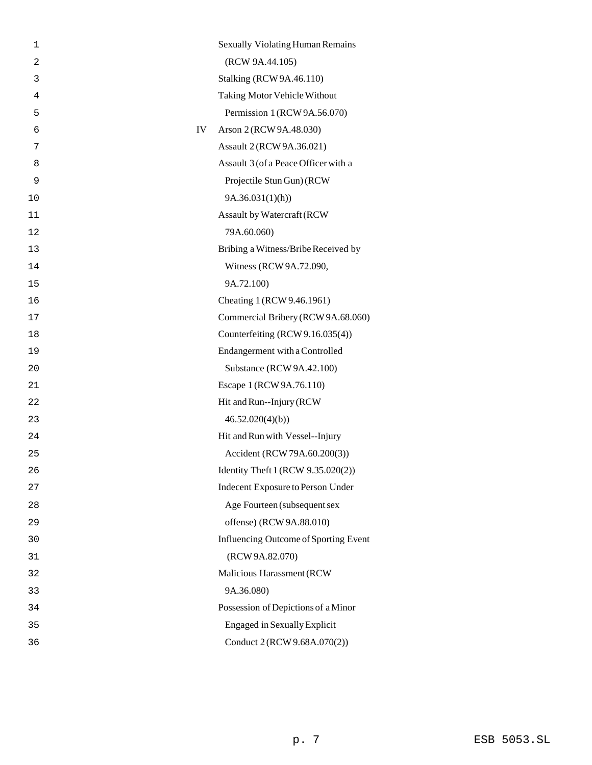| | |
|---|---|
| | Sexually Violating Human Remains (RCW 9A.44.105) |
| | Stalking (RCW 9A.46.110) |
| | Taking Motor Vehicle Without Permission 1 (RCW 9A.56.070) |
| IV | Arson 2 (RCW 9A.48.030) |
| | Assault 2 (RCW 9A.36.021) |
| | Assault 3 (of a Peace Officer with a Projectile Stun Gun) (RCW 9A.36.031(1)(h)) |
| | Assault by Watercraft (RCW 79A.60.060) |
| | Bribing a Witness/Bribe Received by Witness (RCW 9A.72.090, 9A.72.100) |
| | Cheating 1 (RCW 9.46.1961) |
| | Commercial Bribery (RCW 9A.68.060) |
| | Counterfeiting (RCW 9.16.035(4)) |
| | Endangerment with a Controlled Substance (RCW 9A.42.100) |
| | Escape 1 (RCW 9A.76.110) |
| | Hit and Run--Injury (RCW 46.52.020(4)(b)) |
| | Hit and Run with Vessel--Injury Accident (RCW 79A.60.200(3)) |
| | Identity Theft 1 (RCW 9.35.020(2)) |
| | Indecent Exposure to Person Under Age Fourteen (subsequent sex offense) (RCW 9A.88.010) |
| | Influencing Outcome of Sporting Event (RCW 9A.82.070) |
| | Malicious Harassment (RCW 9A.36.080) |
| | Possession of Depictions of a Minor Engaged in Sexually Explicit Conduct 2 (RCW 9.68A.070(2)) |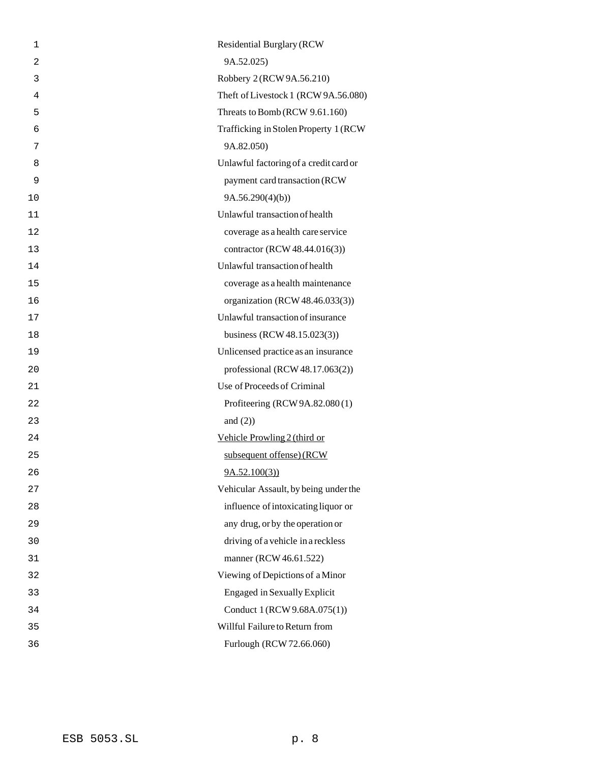Residential Burglary (RCW 9A.52.025)

Robbery 2 (RCW 9A.56.210)

Theft of Livestock 1 (RCW 9A.56.080)

Threats to Bomb (RCW 9.61.160)

Trafficking in Stolen Property 1 (RCW 9A.82.050)

Unlawful factoring of a credit card or payment card transaction (RCW 9A.56.290(4)(b))

Unlawful transaction of health coverage as a health care service contractor (RCW 48.44.016(3))

Unlawful transaction of health coverage as a health maintenance organization (RCW 48.46.033(3))

Unlawful transaction of insurance business (RCW 48.15.023(3))

Unlicensed practice as an insurance professional (RCW 48.17.063(2))

Use of Proceeds of Criminal Profiteering (RCW 9A.82.080 (1) and (2))

<u>Vehicle Prowling 2 (third or subsequent offense) (RCW 9A.52.100(3))</u>

Vehicular Assault, by being under the influence of intoxicating liquor or any drug, or by the operation or driving of a vehicle in a reckless manner (RCW 46.61.522)

Viewing of Depictions of a Minor Engaged in Sexually Explicit Conduct 1 (RCW 9.68A.075(1))

Willful Failure to Return from Furlough (RCW 72.66.060)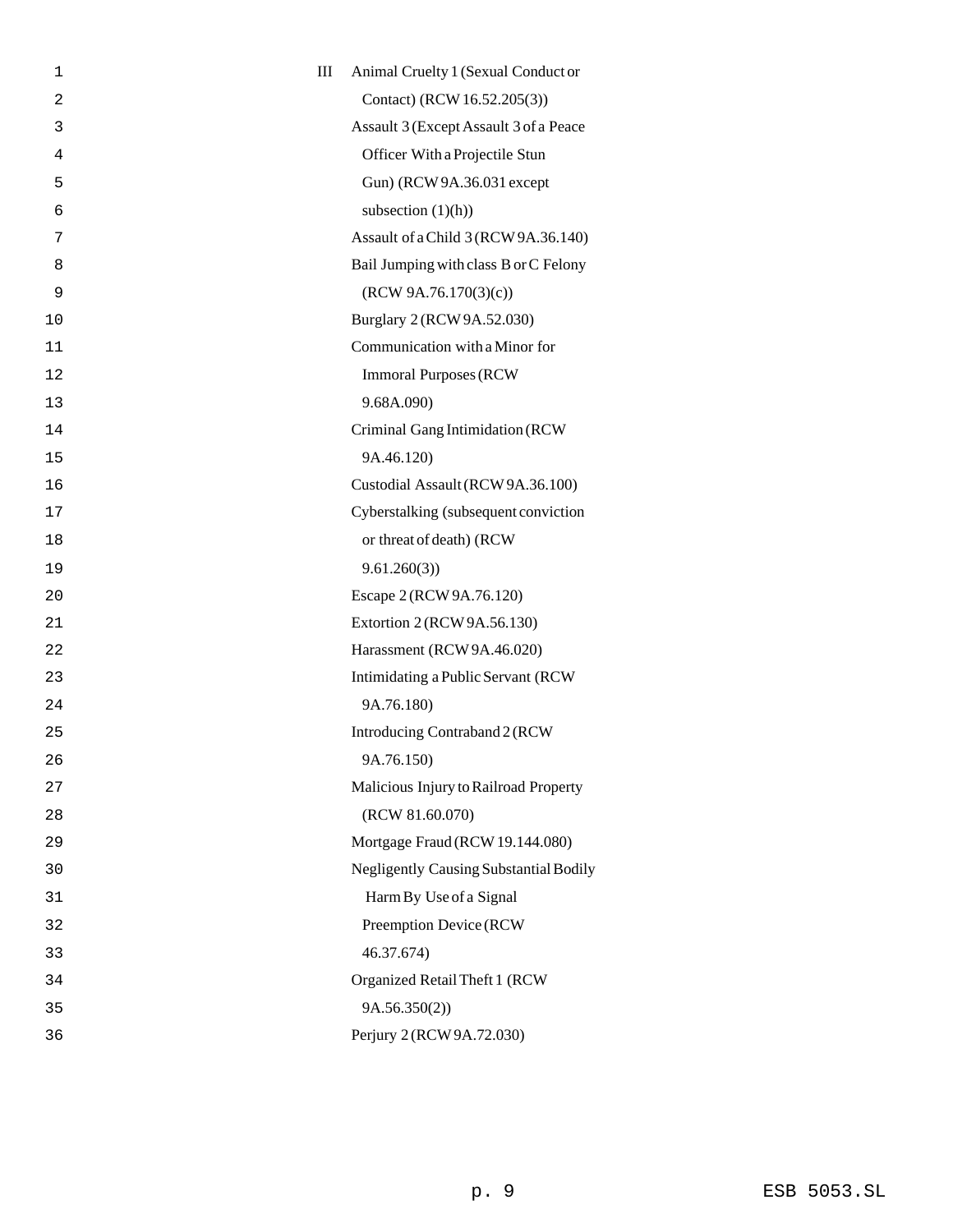| | |
|---|---|
| III | Animal Cruelty 1 (Sexual Conduct or Contact) (RCW 16.52.205(3)) |
| | Assault 3 (Except Assault 3 of a Peace Officer With a Projectile Stun Gun) (RCW 9A.36.031 except subsection (1)(h)) |
| | Assault of a Child 3 (RCW 9A.36.140) |
| | Bail Jumping with class B or C Felony (RCW 9A.76.170(3)(c)) |
| | Burglary 2 (RCW 9A.52.030) |
| | Communication with a Minor for Immoral Purposes (RCW 9.68A.090) |
| | Criminal Gang Intimidation (RCW 9A.46.120) |
| | Custodial Assault (RCW 9A.36.100) |
| | Cyberstalking (subsequent conviction or threat of death) (RCW 9.61.260(3)) |
| | Escape 2 (RCW 9A.76.120) |
| | Extortion 2 (RCW 9A.56.130) |
| | Harassment (RCW 9A.46.020) |
| | Intimidating a Public Servant (RCW 9A.76.180) |
| | Introducing Contraband 2 (RCW 9A.76.150) |
| | Malicious Injury to Railroad Property (RCW 81.60.070) |
| | Mortgage Fraud (RCW 19.144.080) |
| | Negligently Causing Substantial Bodily Harm By Use of a Signal Preemption Device (RCW 46.37.674) |
| | Organized Retail Theft 1 (RCW 9A.56.350(2)) |
| | Perjury 2 (RCW 9A.72.030) |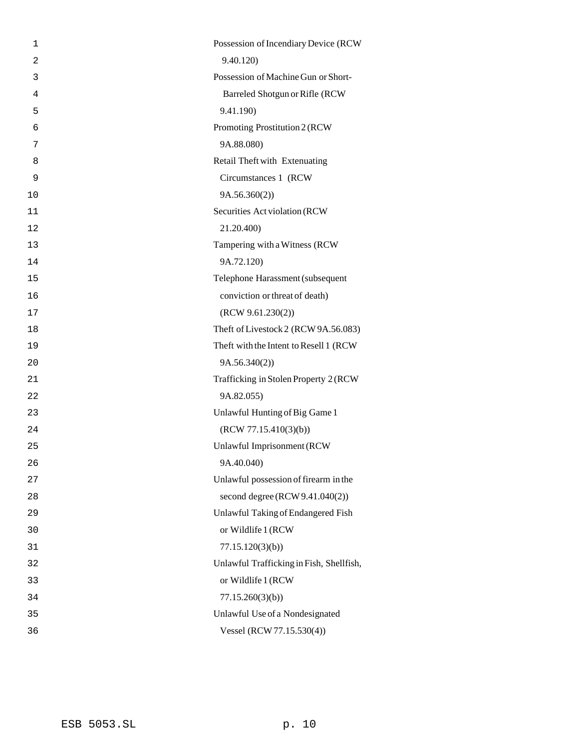Possession of Incendiary Device (RCW 9.40.120)

Possession of Machine Gun or Short-Barreled Shotgun or Rifle (RCW 9.41.190)

Promoting Prostitution 2 (RCW 9A.88.080)

Retail Theft with Extenuating Circumstances 1 (RCW 9A.56.360(2))

Securities Act violation (RCW 21.20.400)

Tampering with a Witness (RCW 9A.72.120)

Telephone Harassment (subsequent conviction or threat of death) (RCW 9.61.230(2))

Theft of Livestock 2 (RCW 9A.56.083)

Theft with the Intent to Resell 1 (RCW 9A.56.340(2))

Trafficking in Stolen Property 2 (RCW 9A.82.055)

Unlawful Hunting of Big Game 1 (RCW 77.15.410(3)(b))

Unlawful Imprisonment (RCW 9A.40.040)

Unlawful possession of firearm in the second degree (RCW 9.41.040(2))

Unlawful Taking of Endangered Fish or Wildlife 1 (RCW 77.15.120(3)(b))

Unlawful Trafficking in Fish, Shellfish, or Wildlife 1 (RCW 77.15.260(3)(b))

Unlawful Use of a Nondesignated Vessel (RCW 77.15.530(4))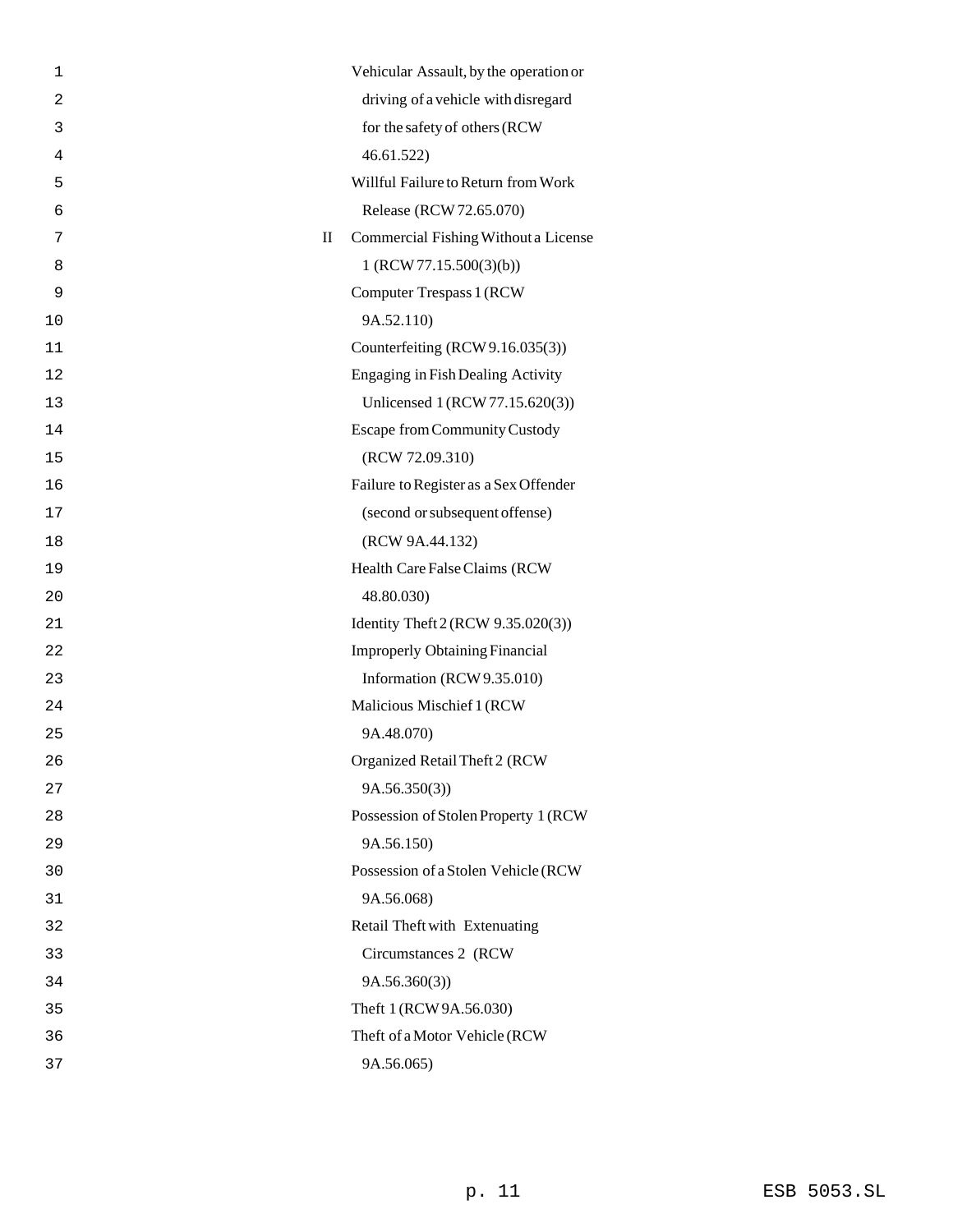| | |
|---|---|
| | Vehicular Assault, by the operation or driving of a vehicle with disregard for the safety of others (RCW 46.61.522) |
| | Willful Failure to Return from Work Release (RCW 72.65.070) |
| II | Commercial Fishing Without a License 1 (RCW 77.15.500(3)(b)) |
| | Computer Trespass 1 (RCW 9A.52.110) |
| | Counterfeiting (RCW 9.16.035(3)) |
| | Engaging in Fish Dealing Activity Unlicensed 1 (RCW 77.15.620(3)) |
| | Escape from Community Custody (RCW 72.09.310) |
| | Failure to Register as a Sex Offender (second or subsequent offense) (RCW 9A.44.132) |
| | Health Care False Claims (RCW 48.80.030) |
| | Identity Theft 2 (RCW 9.35.020(3)) |
| | Improperly Obtaining Financial Information (RCW 9.35.010) |
| | Malicious Mischief 1 (RCW 9A.48.070) |
| | Organized Retail Theft 2 (RCW 9A.56.350(3)) |
| | Possession of Stolen Property 1 (RCW 9A.56.150) |
| | Possession of a Stolen Vehicle (RCW 9A.56.068) |
| | Retail Theft with Extenuating Circumstances 2 (RCW 9A.56.360(3)) |
| | Theft 1 (RCW 9A.56.030) |
| | Theft of a Motor Vehicle (RCW 9A.56.065) |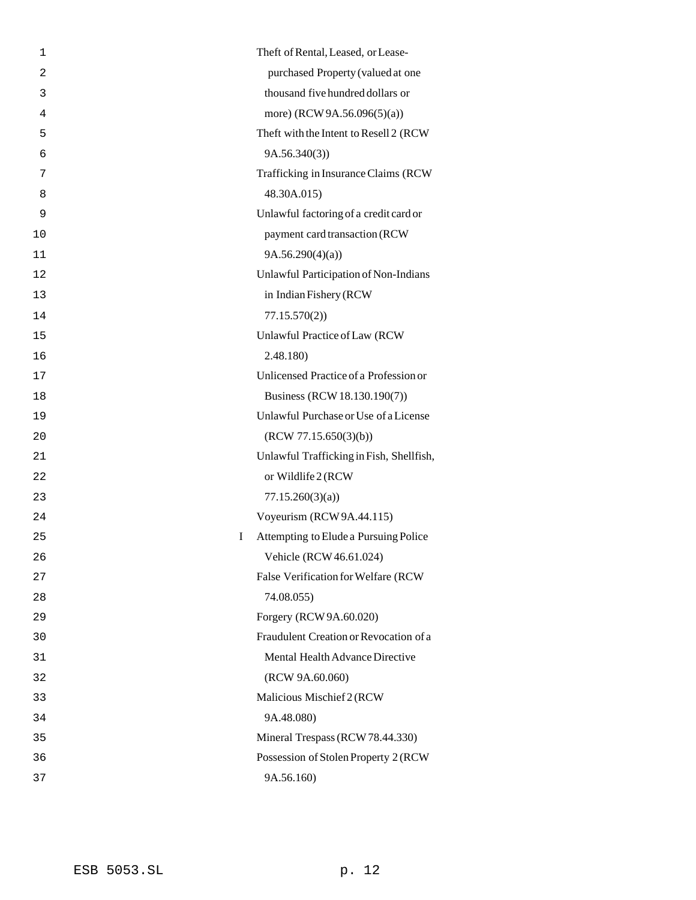| | |
|---|---|
| | Theft of Rental, Leased, or Lease-purchased Property (valued at one thousand five hundred dollars or more) (RCW 9A.56.096(5)(a)) |
| | Theft with the Intent to Resell 2 (RCW 9A.56.340(3)) |
| | Trafficking in Insurance Claims (RCW 48.30A.015) |
| | Unlawful factoring of a credit card or payment card transaction (RCW 9A.56.290(4)(a)) |
| | Unlawful Participation of Non-Indians in Indian Fishery (RCW 77.15.570(2)) |
| | Unlawful Practice of Law (RCW 2.48.180) |
| | Unlicensed Practice of a Profession or Business (RCW 18.130.190(7)) |
| | Unlawful Purchase or Use of a License (RCW 77.15.650(3)(b)) |
| | Unlawful Trafficking in Fish, Shellfish, or Wildlife 2 (RCW 77.15.260(3)(a)) |
| | Voyeurism (RCW 9A.44.115) |
| I | Attempting to Elude a Pursuing Police Vehicle (RCW 46.61.024) |
| | False Verification for Welfare (RCW 74.08.055) |
| | Forgery (RCW 9A.60.020) |
| | Fraudulent Creation or Revocation of a Mental Health Advance Directive (RCW 9A.60.060) |
| | Malicious Mischief 2 (RCW 9A.48.080) |
| | Mineral Trespass (RCW 78.44.330) |
| | Possession of Stolen Property 2 (RCW 9A.56.160) |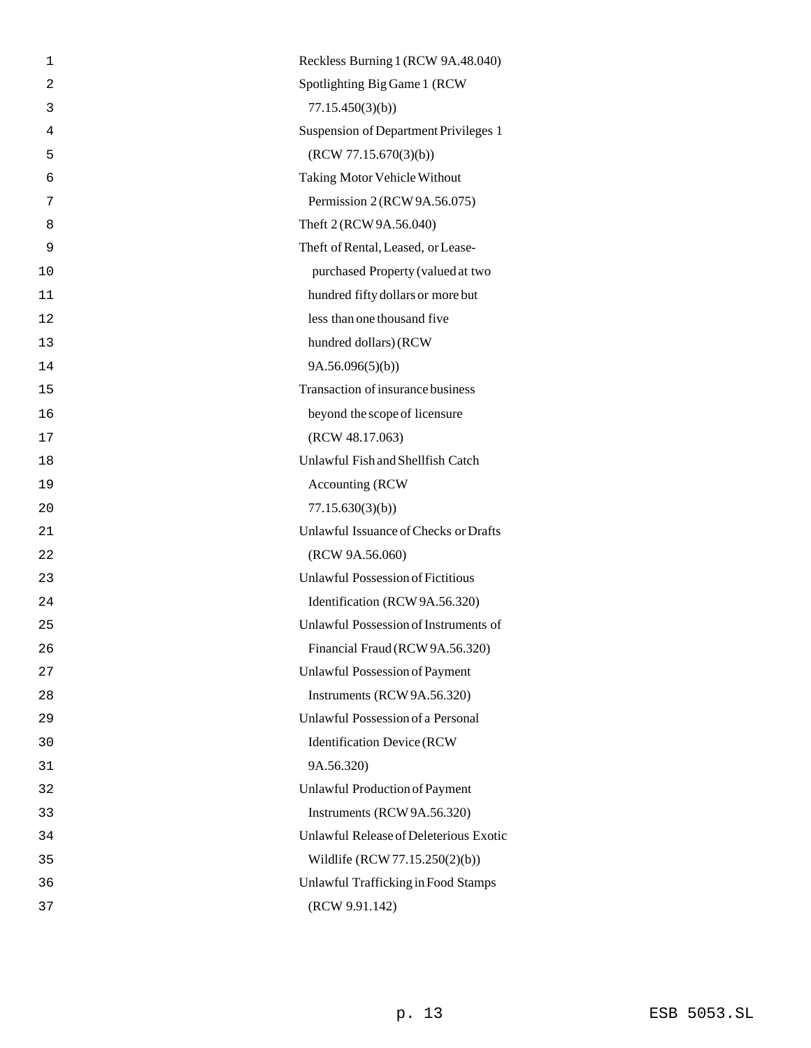Reckless Burning 1 (RCW 9A.48.040)

Spotlighting Big Game 1 (RCW 77.15.450(3)(b))

Suspension of Department Privileges 1 (RCW 77.15.670(3)(b))

Taking Motor Vehicle Without Permission 2 (RCW 9A.56.075)

Theft 2 (RCW 9A.56.040)

Theft of Rental, Leased, or Lease-purchased Property (valued at two hundred fifty dollars or more but less than one thousand five hundred dollars) (RCW 9A.56.096(5)(b))

Transaction of insurance business beyond the scope of licensure (RCW 48.17.063)

Unlawful Fish and Shellfish Catch Accounting (RCW 77.15.630(3)(b))

Unlawful Issuance of Checks or Drafts (RCW 9A.56.060)

Unlawful Possession of Fictitious Identification (RCW 9A.56.320)

Unlawful Possession of Instruments of Financial Fraud (RCW 9A.56.320)

Unlawful Possession of Payment Instruments (RCW 9A.56.320)

Unlawful Possession of a Personal Identification Device (RCW 9A.56.320)

Unlawful Production of Payment Instruments (RCW 9A.56.320)

Unlawful Release of Deleterious Exotic Wildlife (RCW 77.15.250(2)(b))

Unlawful Trafficking in Food Stamps (RCW 9.91.142)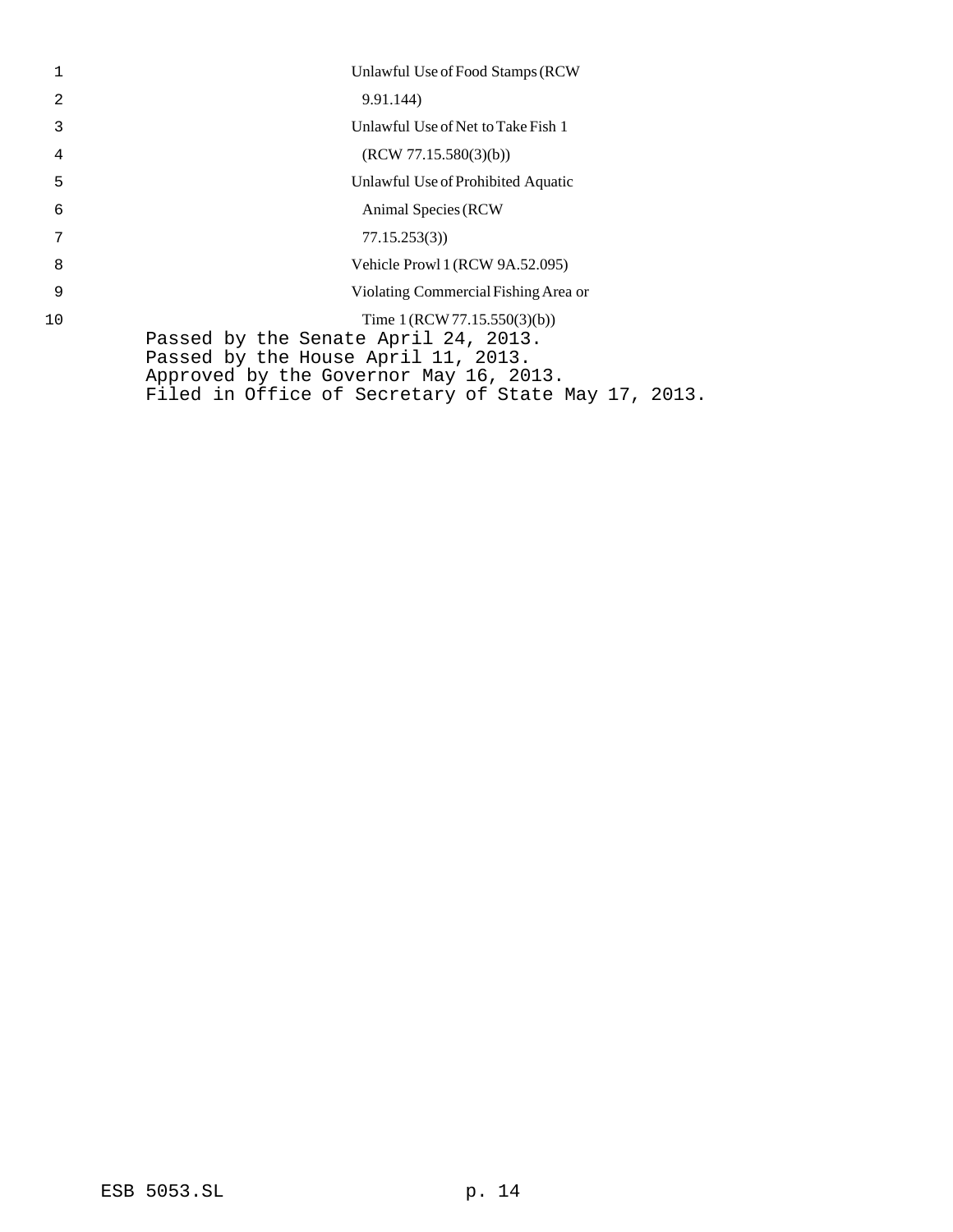Unlawful Use of Food Stamps (RCW 9.91.144)

Unlawful Use of Net to Take Fish 1 (RCW 77.15.580(3)(b))

Unlawful Use of Prohibited Aquatic Animal Species (RCW 77.15.253(3))

Vehicle Prowl 1 (RCW 9A.52.095)

Violating Commercial Fishing Area or Time 1 (RCW 77.15.550(3)(b))

Passed by the Senate April 24, 2013.
Passed by the House April 11, 2013.
Approved by the Governor May 16, 2013.
Filed in Office of Secretary of State May 17, 2013.